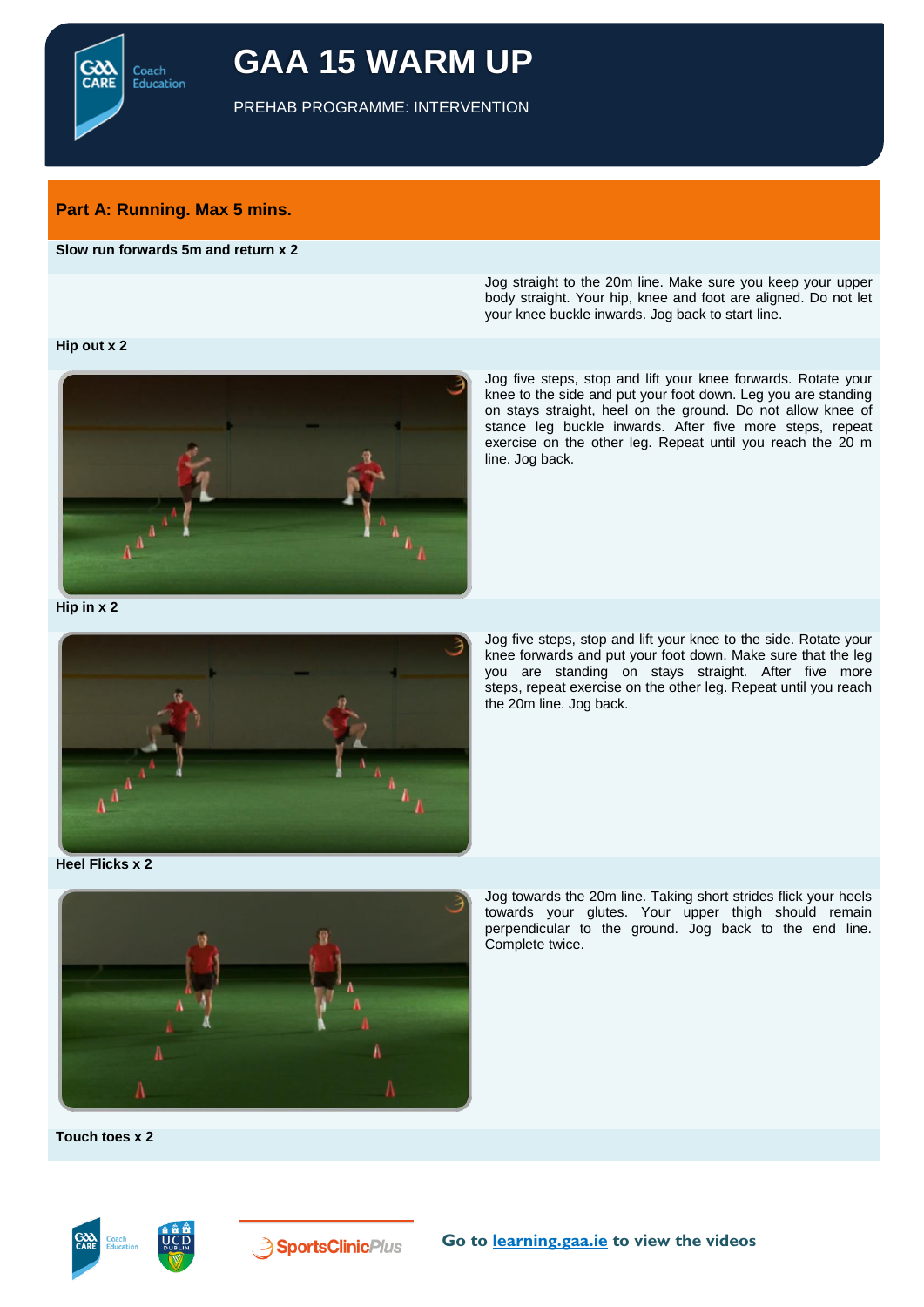# GAA 15 WARM UP

PREHAB PROGRAMME: INTERVENTION

## Part A: Running. Max 5 mins.

### Slow run forwards 5m and return x 2

Jog straight to the 20m line. Make sure you keep your upper body straight. Your hip, knee and foot are aligned. Do not let your knee buckle inwards. Jog back to start line.

### Hip out x 2

Jog five steps, stop and lift your knee forwards. Rotate your knee to the side and put your foot down. Leg you are standing on stays straight, heel on the ground. Do not allow knee of stance leg buckle inwards. After five more steps, repeat exercise on the other leg. Repeat until you reach the 20 m line. Jog back.

### Hip in x 2

Jog five steps, stop and lift your knee to the side. Rotate your knee forwards and put your foot down. Make sure that the leg you are standing on stays straight. After five more steps, repeat exercise on the other leg. Repeat until you reach the 20m line. Jog back.

### Heel Flicks x 2

Jog towards the 20m line. Taking short strides flick your heels towards your glutes. Your upper thigh should remain perpendicular to the ground. Jog back to the end line. Complete twice.

### Touch toes x 2

Go to learning.gaa.ie to view the videos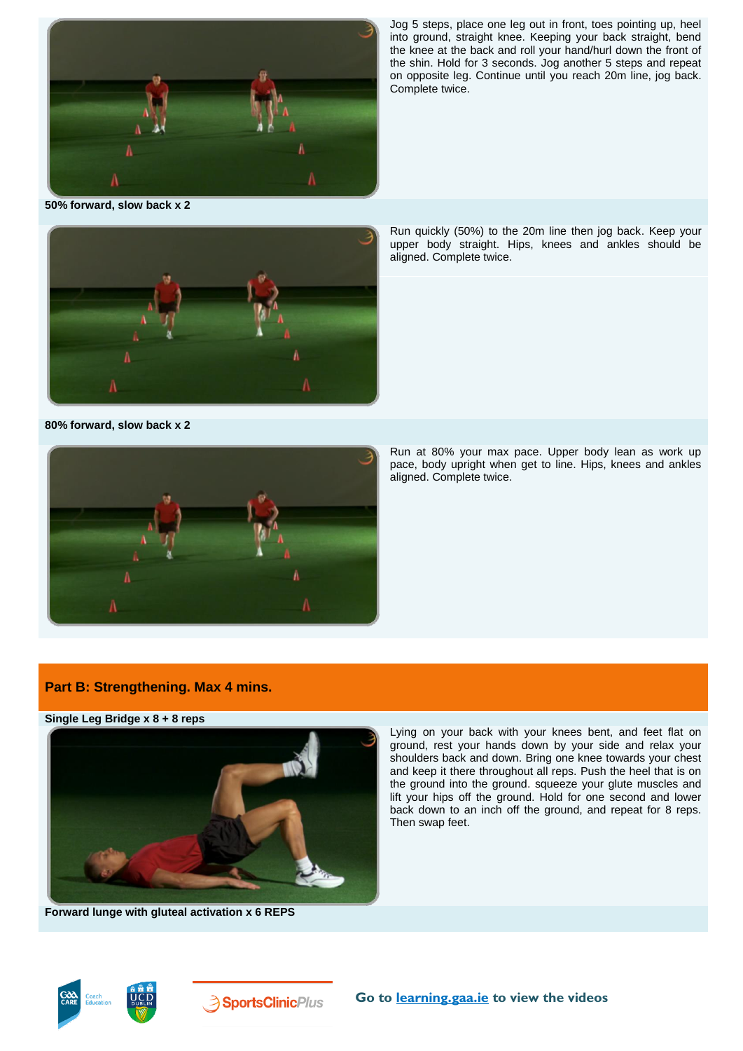Jog 5 steps, place one leg out in front, toes pointing up, heel into ground, straight knee. Keeping your back straight, bend the knee at the back and roll your hand/hurl down the front of the shin. Hold for 3 seconds. Jog another 5 steps and repeat on opposite leg. Continue until you reach 20m line, jog back. Complete twice.

**50% forward, slow back x 2**

Run quickly (50%) to the 20m line then jog back. Keep your upper body straight. Hips, knees and ankles should be aligned. Complete twice.

**80% forward, slow back x 2**

Run at 80% your max pace. Upper body lean as work up pace, body upright when get to line. Hips, knees and ankles aligned. Complete twice.

## Part B: Strengthening. Max 4 mins.

**Single Leg Bridge x 8 + 8 reps**

Lying on your back with your knees bent, and feet flat on ground, rest your hands down by your side and relax your shoulders back and down. Bring one knee towards your chest and keep it there throughout all reps. Push the heel that is on the ground into the ground. squeeze your glute muscles and lift your hips off the ground. Hold for one second and lower back down to an inch off the ground, and repeat for 8 reps. Then swap feet.

**Forward lunge with gluteal activation x 6 REPS**

Go to learning.gaa.ie to view the videos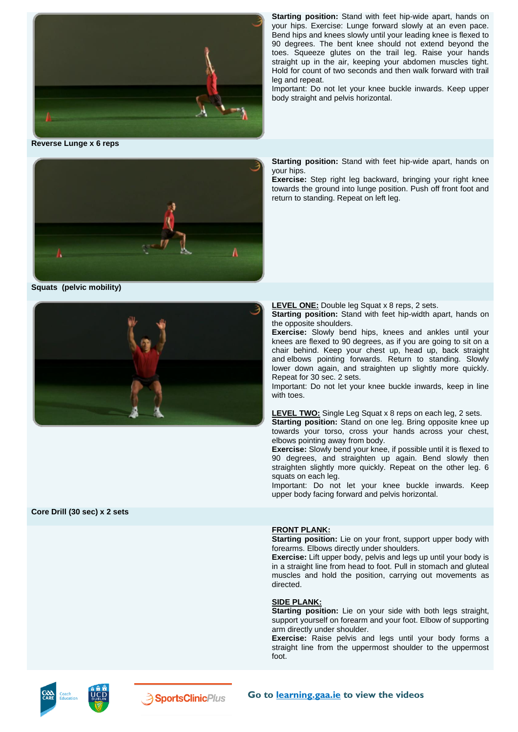**Starting position:** Stand with feet hip-wide apart, hands on your hips. Exercise: Lunge forward slowly at an even pace. Bend hips and knees slowly until your leading knee is flexed to 90 degrees. The bent knee should not extend beyond the toes. Squeeze glutes on the trail leg. Raise your hands straight up in the air, keeping your abdomen muscles tight. Hold for count of two seconds and then walk forward with trail leg and repeat.

Important: Do not let your knee buckle inwards. Keep upper body straight and pelvis horizontal.

**Reverse Lunge x 6 reps**

**Starting position:** Stand with feet hip-wide apart, hands on your hips.

**Exercise:** Step right leg backward, bringing your right knee towards the ground into lunge position. Push off front foot and return to standing. Repeat on left leg.

**Squats (pelvic mobility)**

**LEVEL ONE:** Double leg Squat x 8 reps, 2 sets.

**Starting position:** Stand with feet hip-width apart, hands on the opposite shoulders.

**Exercise:** Slowly bend hips, knees and ankles until your knees are flexed to 90 degrees, as if you are going to sit on a chair behind. Keep your chest up, head up, back straight and elbows pointing forwards. Return to standing. Slowly lower down again, and straighten up slightly more quickly. Repeat for 30 sec. 2 sets.

Important: Do not let your knee buckle inwards, keep in line with toes.

**LEVEL TWO:** Single Leg Squat x 8 reps on each leg, 2 sets.

**Starting position:** Stand on one leg. Bring opposite knee up towards your torso, cross your hands across your chest, elbows pointing away from body.

**Exercise:** Slowly bend your knee, if possible until it is flexed to 90 degrees, and straighten up again. Bend slowly then straighten slightly more quickly. Repeat on the other leg. 6 squats on each leg.

Important: Do not let your knee buckle inwards. Keep upper body facing forward and pelvis horizontal.

**Core Drill (30 sec) x 2 sets**

**FRONT PLANK:**

**Starting position:** Lie on your front, support upper body with forearms. Elbows directly under shoulders.

**Exercise:** Lift upper body, pelvis and legs up until your body is in a straight line from head to foot. Pull in stomach and gluteal muscles and hold the position, carrying out movements as directed.

**SIDE PLANK:**

**Starting position:** Lie on your side with both legs straight, support yourself on forearm and your foot. Elbow of supporting arm directly under shoulder.

**Exercise:** Raise pelvis and legs until your body forms a straight line from the uppermost shoulder to the uppermost foot.

**Go to learning.gaa.ie to view the videos**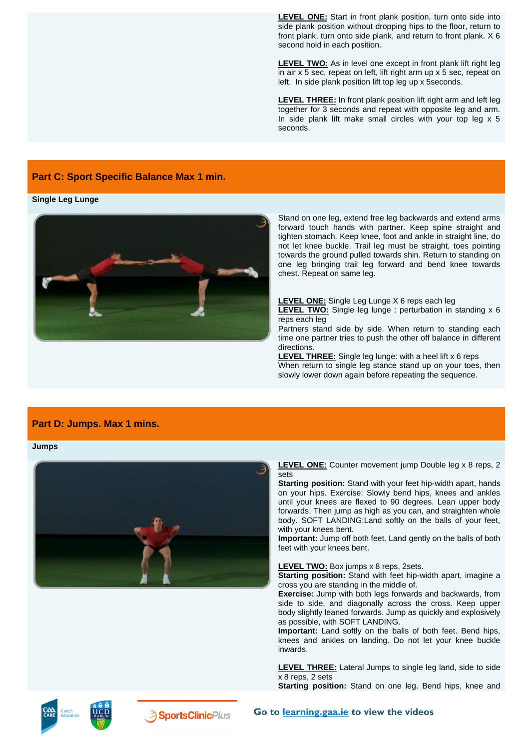**LEVEL ONE:** Start in front plank position, turn onto side into side plank position without dropping hips to the floor, return to front plank, turn onto side plank, and return to front plank. X 6 second hold in each position.

**LEVEL TWO:** As in level one except in front plank lift right leg in air x 5 sec, repeat on left, lift right arm up x 5 sec, repeat on left. In side plank position lift top leg up x 5seconds.

**LEVEL THREE:** In front plank position lift right arm and left leg together for 3 seconds and repeat with opposite leg and arm. In side plank lift make small circles with your top leg x 5 seconds.

## Part C: Sport Specific Balance Max 1 min.

**Single Leg Lunge**

Stand on one leg, extend free leg backwards and extend arms forward touch hands with partner. Keep spine straight and tighten stomach. Keep knee, foot and ankle in straight line, do not let knee buckle. Trail leg must be straight, toes pointing towards the ground pulled towards shin. Return to standing on one leg bringing trail leg forward and bend knee towards chest. Repeat on same leg.

**LEVEL ONE:** Single Leg Lunge X 6 reps each leg
**LEVEL TWO:** Single leg lunge : perturbation in standing x 6 reps each leg
Partners stand side by side. When return to standing each time one partner tries to push the other off balance in different directions.
**LEVEL THREE:** Single leg lunge: with a heel lift x 6 reps
When return to single leg stance stand up on your toes, then slowly lower down again before repeating the sequence.

## Part D: Jumps. Max 1 mins.

**Jumps**

**LEVEL ONE:** Counter movement jump Double leg x 8 reps, 2 sets
**Starting position:** Stand with your feet hip-width apart, hands on your hips. Exercise: Slowly bend hips, knees and ankles until your knees are flexed to 90 degrees. Lean upper body forwards. Then jump as high as you can, and straighten whole body. SOFT LANDING:Land softly on the balls of your feet, with your knees bent.
**Important:** Jump off both feet. Land gently on the balls of both feet with your knees bent.

**LEVEL TWO:** Box jumps x 8 reps, 2sets.
**Starting position:** Stand with feet hip-width apart, imagine a cross you are standing in the middle of.
**Exercise:** Jump with both legs forwards and backwards, from side to side, and diagonally across the cross. Keep upper body slightly leaned forwards. Jump as quickly and explosively as possible, with SOFT LANDING.
**Important:** Land softly on the balls of both feet. Bend hips, knees and ankles on landing. Do not let your knee buckle inwards.

**LEVEL THREE:** Lateral Jumps to single leg land, side to side x 8 reps, 2 sets
**Starting position:** Stand on one leg. Bend hips, knee and

Go to learning.gaa.ie to view the videos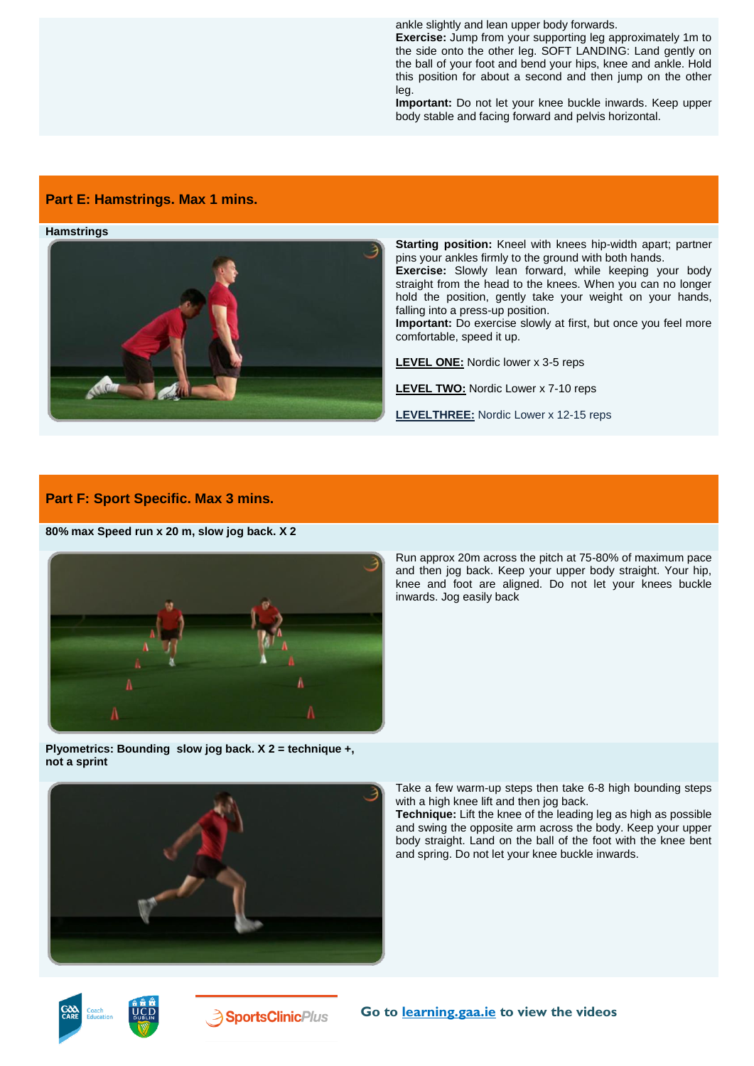ankle slightly and lean upper body forwards.
**Exercise:** Jump from your supporting leg approximately 1m to the side onto the other leg. SOFT LANDING: Land gently on the ball of your foot and bend your hips, knee and ankle. Hold this position for about a second and then jump on the other leg.
**Important:** Do not let your knee buckle inwards. Keep upper body stable and facing forward and pelvis horizontal.

## Part E: Hamstrings. Max 1 mins.

**Hamstrings**

**Starting position:** Kneel with knees hip-width apart; partner pins your ankles firmly to the ground with both hands.
**Exercise:** Slowly lean forward, while keeping your body straight from the head to the knees. When you can no longer hold the position, gently take your weight on your hands, falling into a press-up position.
**Important:** Do exercise slowly at first, but once you feel more comfortable, speed it up.

**LEVEL ONE:** Nordic lower x 3-5 reps

**LEVEL TWO:** Nordic Lower x 7-10 reps

**LEVELTHREE:** Nordic Lower x 12-15 reps

## Part F: Sport Specific. Max 3 mins.

**80% max Speed run x 20 m, slow jog back. X 2**

Run approx 20m across the pitch at 75-80% of maximum pace and then jog back. Keep your upper body straight. Your hip, knee and foot are aligned. Do not let your knees buckle inwards. Jog easily back

**Plyometrics: Bounding slow jog back. X 2 = technique +, not a sprint**

Take a few warm-up steps then take 6-8 high bounding steps with a high knee lift and then jog back.
**Technique:** Lift the knee of the leading leg as high as possible and swing the opposite arm across the body. Keep your upper body straight. Land on the ball of the foot with the knee bent and spring. Do not let your knee buckle inwards.

**Go to learning.gaa.ie to view the videos**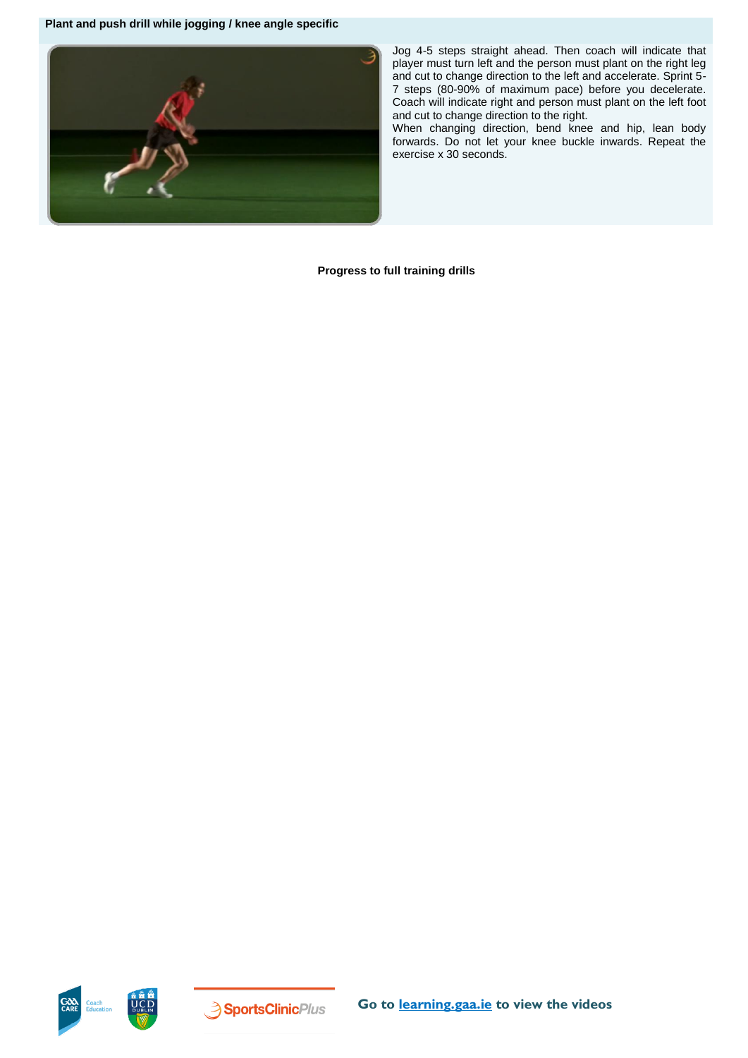**Plant and push drill while jogging / knee angle specific**

Jog 4-5 steps straight ahead. Then coach will indicate that player must turn left and the person must plant on the right leg and cut to change direction to the left and accelerate. Sprint 5-7 steps (80-90% of maximum pace) before you decelerate. Coach will indicate right and person must plant on the left foot and cut to change direction to the right.

When changing direction, bend knee and hip, lean body forwards. Do not let your knee buckle inwards. Repeat the exercise x 30 seconds.

**Progress to full training drills**

**Go to learning.gaa.ie to view the videos**